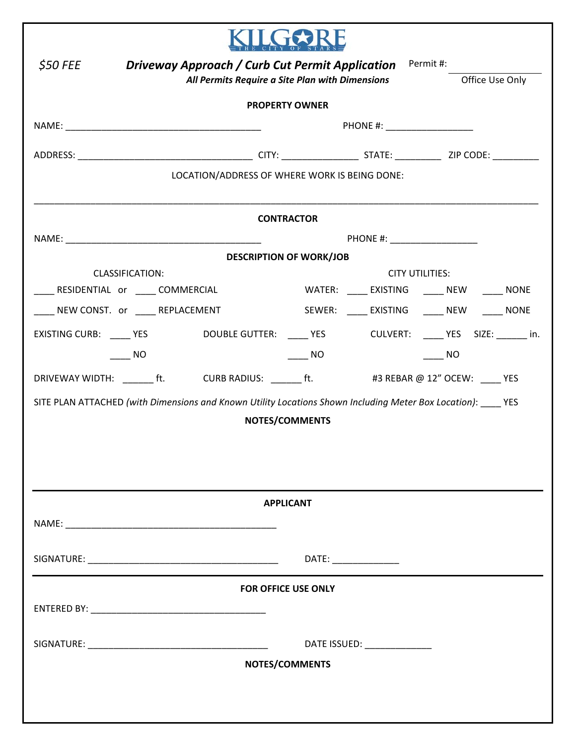KILGORE
THE CITY OF STARS

*$50 FEE*

## *Driveway Approach / Curb Cut Permit Application*

***All Permits Require a Site Plan with Dimensions***

Permit #: ______________
Office Use Only

**PROPERTY OWNER**

NAME: ________________________________________ PHONE #: __________________

ADDRESS: ___________________________________ CITY: ________________ STATE: _________ ZIP CODE: _________

LOCATION/ADDRESS OF WHERE WORK IS BEING DONE:

________________________________________________________________________________________________

**CONTRACTOR**

NAME: ________________________________________ PHONE #: __________________

**DESCRIPTION OF WORK/JOB**

CLASSIFICATION:

____ RESIDENTIAL or ____ COMMERCIAL

____ NEW CONST. or ____ REPLACEMENT

CITY UTILITIES:

WATER: ____ EXISTING ____ NEW ____ NONE

SEWER: ____ EXISTING ____ NEW ____ NONE

EXISTING CURB: ____ YES ____ NO

DOUBLE GUTTER: ____ YES ____ NO

CULVERT: ____ YES ____ NO SIZE: ______ in.

DRIVEWAY WIDTH: ______ ft. CURB RADIUS: ______ ft. #3 REBAR @ 12" OCEW: ____ YES

SITE PLAN ATTACHED *(with Dimensions and Known Utility Locations Shown Including Meter Box Location)*: ____ YES

**NOTES/COMMENTS**

---

**APPLICANT**

NAME: ____________________________________________

SIGNATURE: ______________________________________ DATE: ______________

---

**FOR OFFICE USE ONLY**

ENTERED BY: ____________________________________

SIGNATURE: ______________________________________ DATE ISSUED: ______________

**NOTES/COMMENTS**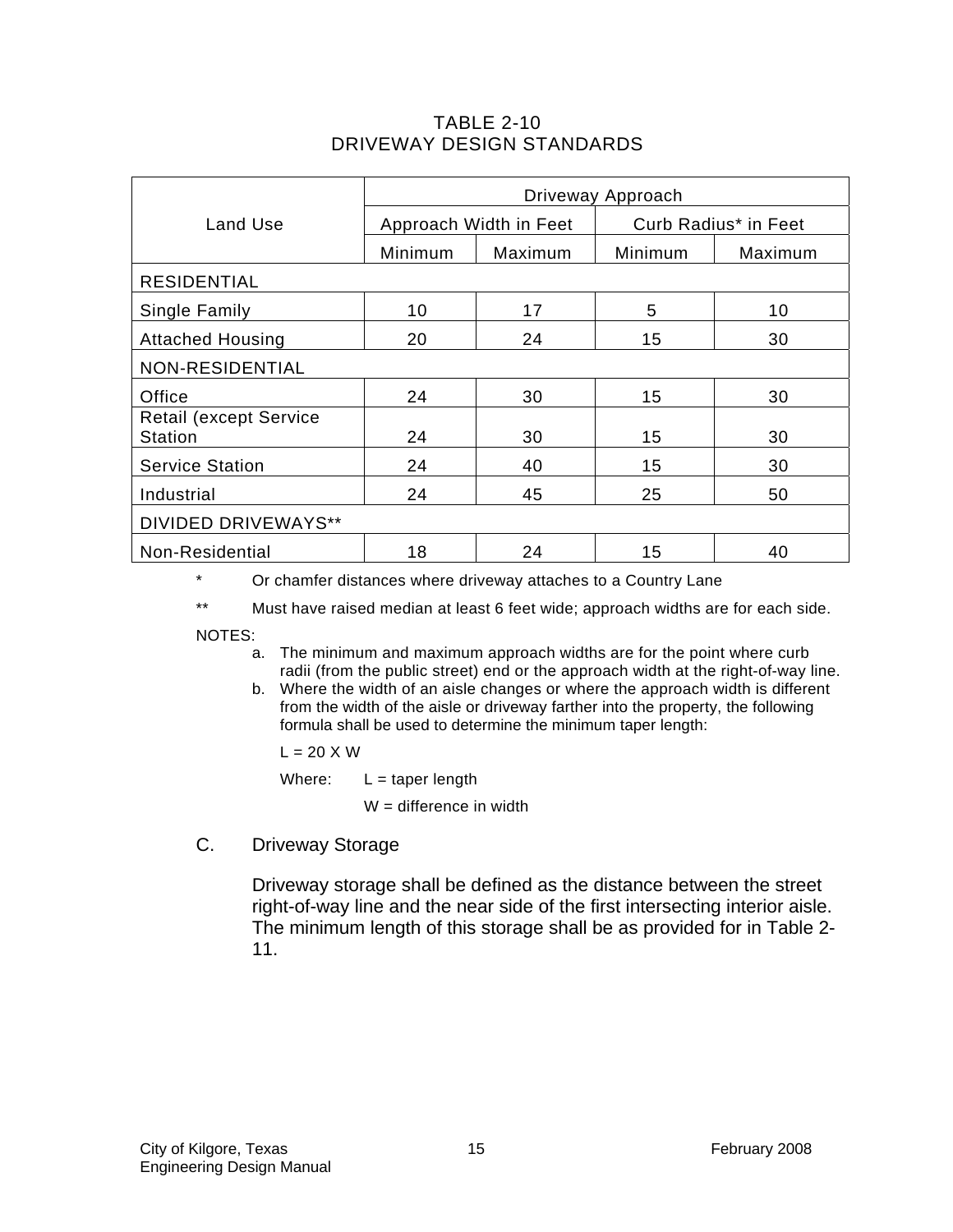## TABLE 2-10
## DRIVEWAY DESIGN STANDARDS

| Land Use | Driveway Approach | | | |
|---|---|---|---|---|
| | Approach Width in Feet | | Curb Radius* in Feet | |
| | Minimum | Maximum | Minimum | Maximum |
| RESIDENTIAL | | | | |
| Single Family | 10 | 17 | 5 | 10 |
| Attached Housing | 20 | 24 | 15 | 30 |
| NON-RESIDENTIAL | | | | |
| Office | 24 | 30 | 15 | 30 |
| Retail (except Service Station | 24 | 30 | 15 | 30 |
| Service Station | 24 | 40 | 15 | 30 |
| Industrial | 24 | 45 | 25 | 50 |
| DIVIDED DRIVEWAYS** | | | | |
| Non-Residential | 18 | 24 | 15 | 40 |

\* Or chamfer distances where driveway attaches to a Country Lane

** Must have raised median at least 6 feet wide; approach widths are for each side.

NOTES:

a. The minimum and maximum approach widths are for the point where curb radii (from the public street) end or the approach width at the right-of-way line.
b. Where the width of an aisle changes or where the approach width is different from the width of the aisle or driveway farther into the property, the following formula shall be used to determine the minimum taper length:

   $L = 20 \times W$

   Where: L = taper length

   W = difference in width

### C. Driveway Storage

Driveway storage shall be defined as the distance between the street right-of-way line and the near side of the first intersecting interior aisle. The minimum length of this storage shall be as provided for in Table 2-11.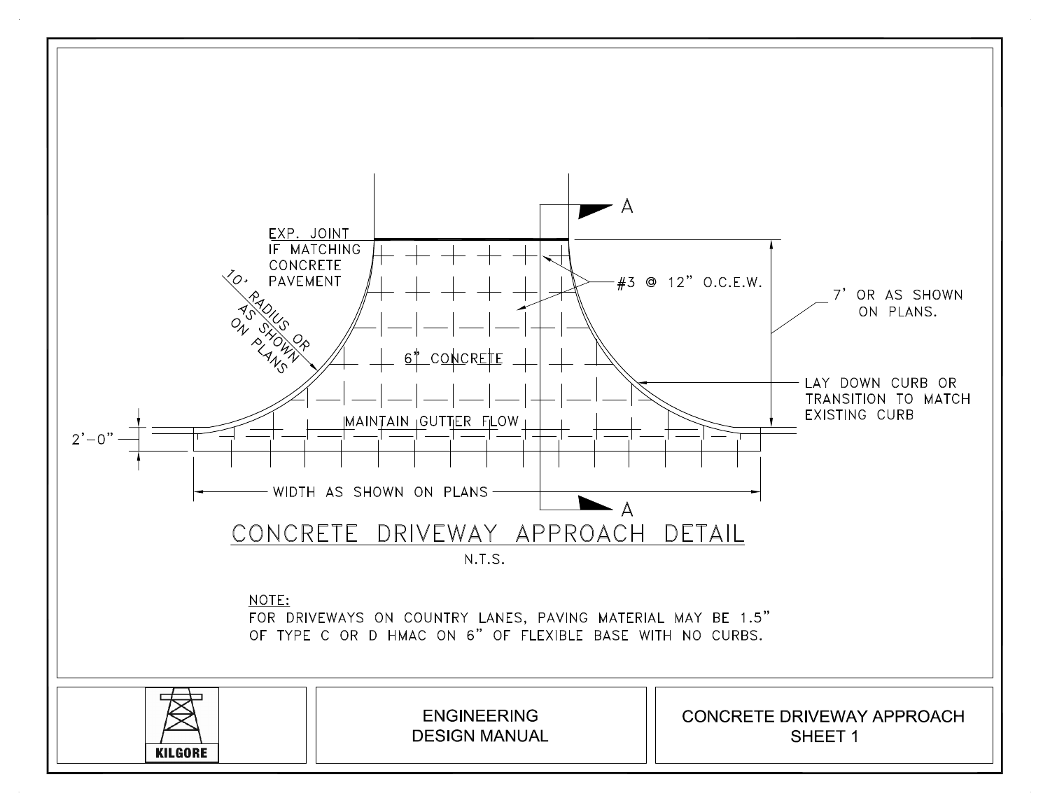EXP. JOINT IF MATCHING CONCRETE PAVEMENT

10' RADIUS OR AS SHOWN ON PLANS

#3 @ 12" O.C.E.W.

6" CONCRETE

7' OR AS SHOWN ON PLANS.

LAY DOWN CURB OR TRANSITION TO MATCH EXISTING CURB

MAINTAIN GUTTER FLOW

2'-0"

WIDTH AS SHOWN ON PLANS

A

A

# CONCRETE DRIVEWAY APPROACH DETAIL

N.T.S.

NOTE:
FOR DRIVEWAYS ON COUNTRY LANES, PAVING MATERIAL MAY BE 1.5" OF TYPE C OR D HMAC ON 6" OF FLEXIBLE BASE WITH NO CURBS.

KILGORE

ENGINEERING DESIGN MANUAL

CONCRETE DRIVEWAY APPROACH SHEET 1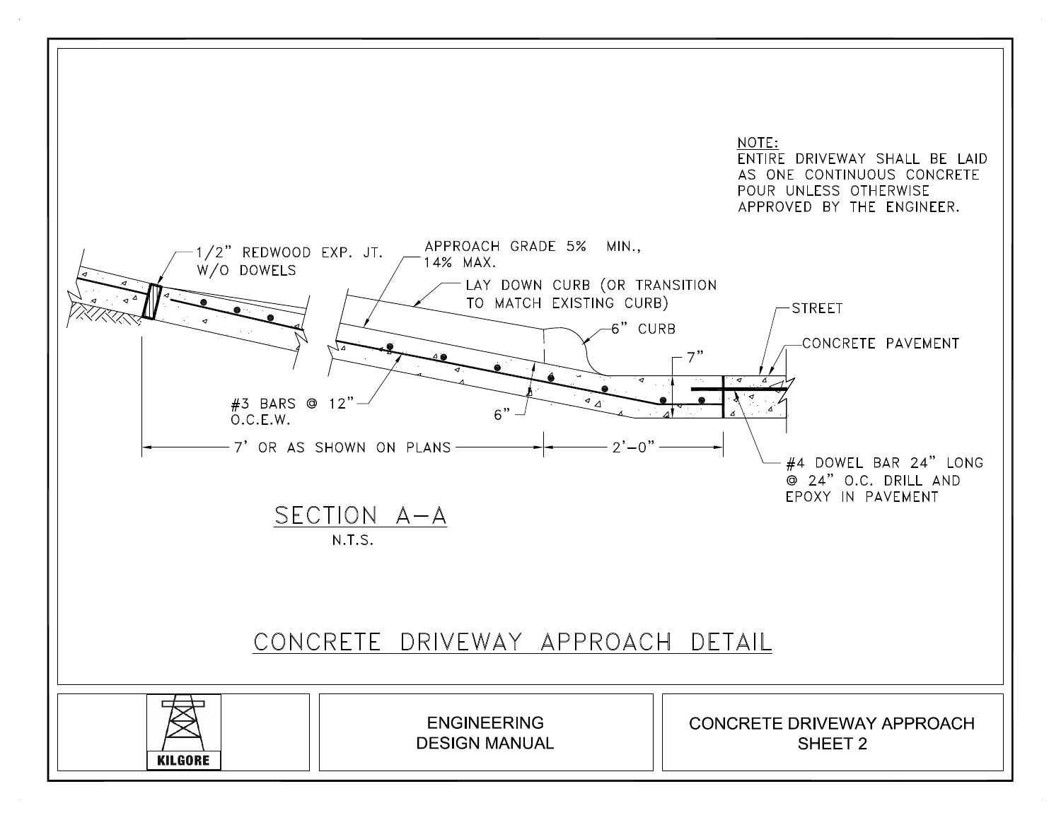NOTE:
ENTIRE DRIVEWAY SHALL BE LAID AS ONE CONTINUOUS CONCRETE POUR UNLESS OTHERWISE APPROVED BY THE ENGINEER.

1/2" REDWOOD EXP. JT. W/O DOWELS

APPROACH GRADE 5% MIN., 14% MAX.

LAY DOWN CURB (OR TRANSITION TO MATCH EXISTING CURB)

6" CURB

STREET

CONCRETE PAVEMENT

7"

#3 BARS @ 12" O.C.E.W.

6"

7' OR AS SHOWN ON PLANS

2'–0"

#4 DOWEL BAR 24" LONG @ 24" O.C. DRILL AND EPOXY IN PAVEMENT

SECTION A–A

N.T.S.

# CONCRETE DRIVEWAY APPROACH DETAIL

KILGORE

ENGINEERING DESIGN MANUAL

CONCRETE DRIVEWAY APPROACH SHEET 2